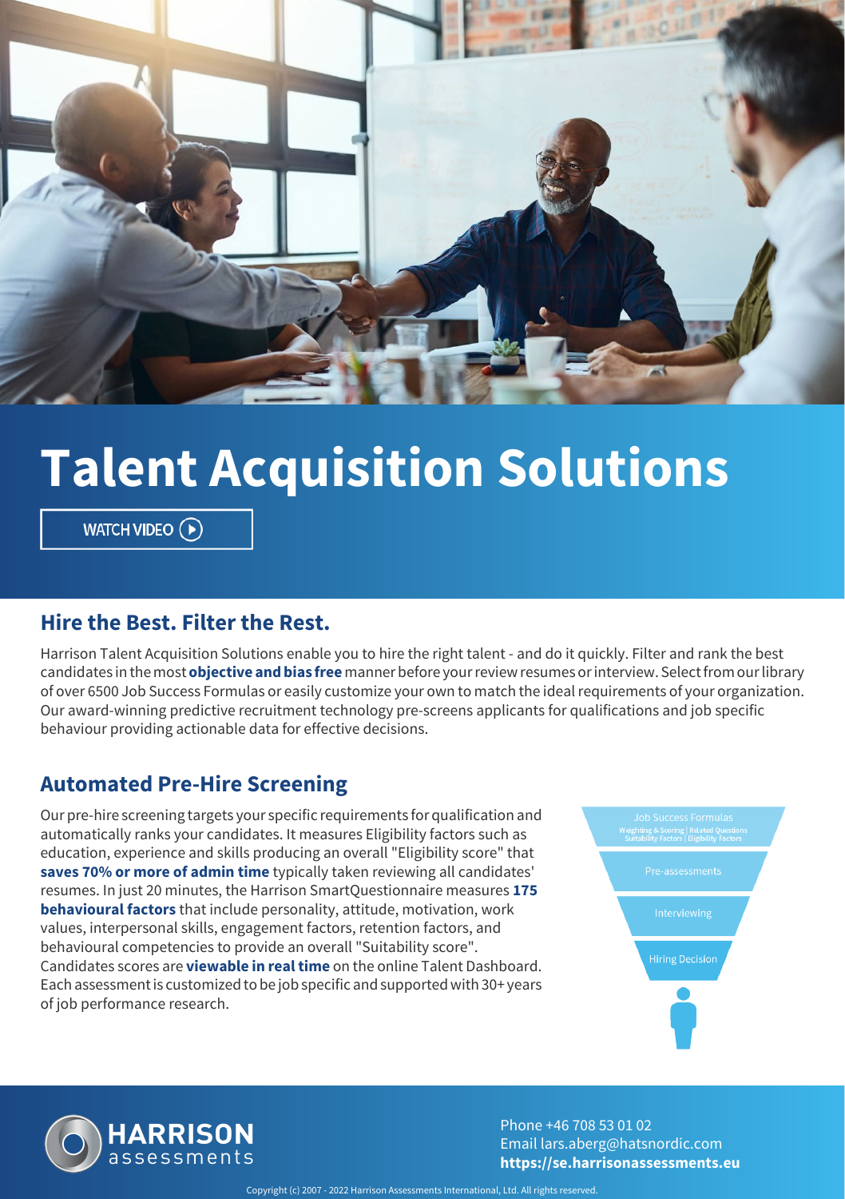# Talent Acquisition Solutions

WATCH VIDEO

## Hire the Best. Filter the Rest.

Harrison Talent Acquisition Solutions enable you to hire the right talent - and do it quickly. Filter and rank the best candidates in the most **objective and bias free** manner before your review resumes or interview. Select from our library of over 6500 Job Success Formulas or easily customize your own to match the ideal requirements of your organization. Our award-winning predictive recruitment technology pre-screens applicants for qualifications and job specific behaviour providing actionable data for effective decisions.

## Automated Pre-Hire Screening

Our pre-hire screening targets your specific requirements for qualification and automatically ranks your candidates. It measures Eligibility factors such as education, experience and skills producing an overall "Eligibility score" that **saves 70% or more of admin time** typically taken reviewing all candidates' resumes. In just 20 minutes, the Harrison SmartQuestionnaire measures **175 behavioural factors** that include personality, attitude, motivation, work values, interpersonal skills, engagement factors, retention factors, and behavioural competencies to provide an overall "Suitability score". Candidates scores are **viewable in real time** on the online Talent Dashboard. Each assessment is customized to be job specific and supported with 30+ years of job performance research.

- Job Success Formulas
  - Weighting & Scoring | Related Questions
  - Suitability Factors | Eligibility Factors
- Pre-assessments
- Interviewing
- Hiring Decision

HARRISON assessments

Phone +46 708 53 01 02
Email lars.aberg@hatsnordic.com
**https://se.harrisonassessments.eu**

Copyright (c) 2007 - 2022 Harrison Assessments International, Ltd. All rights reserved.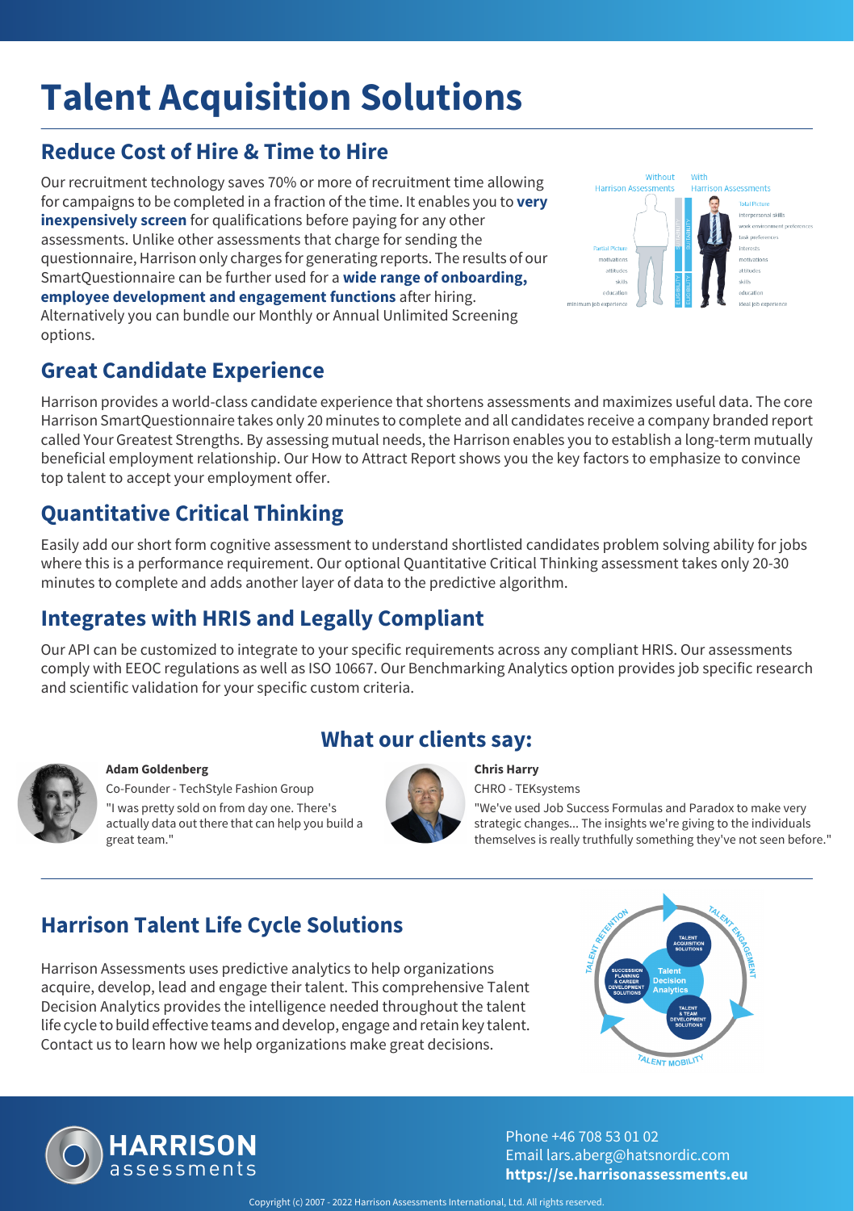# Talent Acquisition Solutions

## Reduce Cost of Hire & Time to Hire

Our recruitment technology saves 70% or more of recruitment time allowing for campaigns to be completed in a fraction of the time. It enables you to **very inexpensively screen** for qualifications before paying for any other assessments. Unlike other assessments that charge for sending the questionnaire, Harrison only charges for generating reports. The results of our SmartQuestionnaire can be further used for a **wide range of onboarding, employee development and engagement functions** after hiring. Alternatively you can bundle our Monthly or Annual Unlimited Screening options.

## Great Candidate Experience

Harrison provides a world-class candidate experience that shortens assessments and maximizes useful data. The core Harrison SmartQuestionnaire takes only 20 minutes to complete and all candidates receive a company branded report called Your Greatest Strengths. By assessing mutual needs, the Harrison enables you to establish a long-term mutually beneficial employment relationship. Our How to Attract Report shows you the key factors to emphasize to convince top talent to accept your employment offer.

## Quantitative Critical Thinking

Easily add our short form cognitive assessment to understand shortlisted candidates problem solving ability for jobs where this is a performance requirement. Our optional Quantitative Critical Thinking assessment takes only 20-30 minutes to complete and adds another layer of data to the predictive algorithm.

## Integrates with HRIS and Legally Compliant

Our API can be customized to integrate to your specific requirements across any compliant HRIS. Our assessments comply with EEOC regulations as well as ISO 10667. Our Benchmarking Analytics option provides job specific research and scientific validation for your specific custom criteria.

## What our clients say:

**Adam Goldenberg**
Co-Founder - TechStyle Fashion Group
"I was pretty sold on from day one. There's actually data out there that can help you build a great team."

**Chris Harry**
CHRO - TEKsystems
"We've used Job Success Formulas and Paradox to make very strategic changes... The insights we're giving to the individuals themselves is really truthfully something they've not seen before."

## Harrison Talent Life Cycle Solutions

Harrison Assessments uses predictive analytics to help organizations acquire, develop, lead and engage their talent. This comprehensive Talent Decision Analytics provides the intelligence needed throughout the talent life cycle to build effective teams and develop, engage and retain key talent. Contact us to learn how we help organizations make great decisions.

Phone +46 708 53 01 02
Email lars.aberg@hatsnordic.com
**https://se.harrisonassessments.eu**

Copyright (c) 2007 - 2022 Harrison Assessments International, Ltd. All rights reserved.